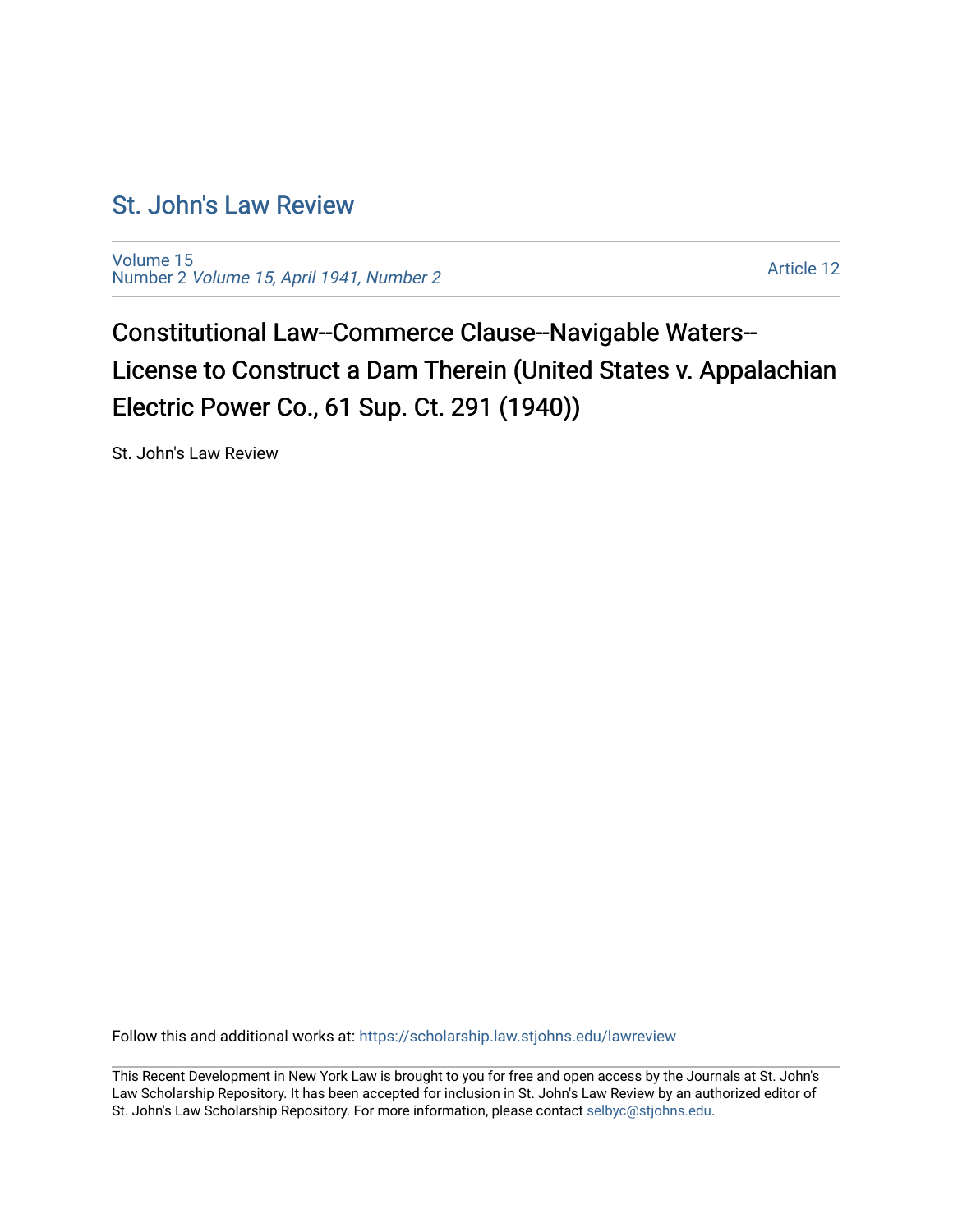# St. John's Law Review

Volume 15
Number 2 *Volume 15, April 1941, Number 2*

Article 12

## Constitutional Law--Commerce Clause--Navigable Waters--License to Construct a Dam Therein (United States v. Appalachian Electric Power Co., 61 Sup. Ct. 291 (1940))

St. John's Law Review

Follow this and additional works at: https://scholarship.law.stjohns.edu/lawreview

This Recent Development in New York Law is brought to you for free and open access by the Journals at St. John's Law Scholarship Repository. It has been accepted for inclusion in St. John's Law Review by an authorized editor of St. John's Law Scholarship Repository. For more information, please contact selbyc@stjohns.edu.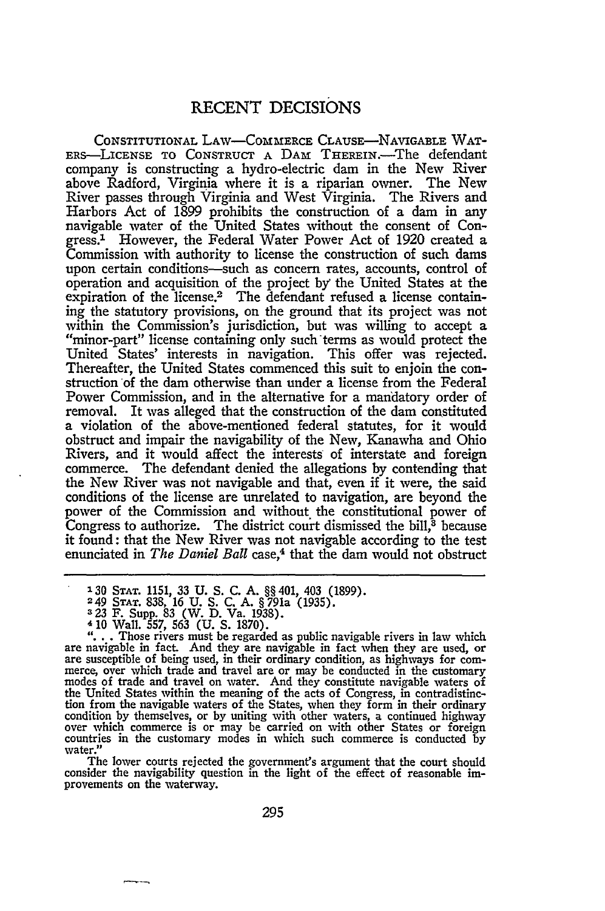# RECENT DECISIONS

CONSTITUTIONAL LAW—COMMERCE CLAUSE—NAVIGABLE WATERS—LICENSE TO CONSTRUCT A DAM THEREIN.—The defendant company is constructing a hydro-electric dam in the New River above Radford, Virginia where it is a riparian owner. The New River passes through Virginia and West Virginia. The Rivers and Harbors Act of 1899 prohibits the construction of a dam in any navigable water of the United States without the consent of Congress.[1] However, the Federal Water Power Act of 1920 created a Commission with authority to license the construction of such dams upon certain conditions—such as concern rates, accounts, control of operation and acquisition of the project by the United States at the expiration of the license.[2] The defendant refused a license containing the statutory provisions, on the ground that its project was not within the Commission's jurisdiction, but was willing to accept a "minor-part" license containing only such terms as would protect the United States' interests in navigation. This offer was rejected. Thereafter, the United States commenced this suit to enjoin the construction of the dam otherwise than under a license from the Federal Power Commission, and in the alternative for a mandatory order of removal. It was alleged that the construction of the dam constituted a violation of the above-mentioned federal statutes, for it would obstruct and impair the navigability of the New, Kanawha and Ohio Rivers, and it would affect the interests of interstate and foreign commerce. The defendant denied the allegations by contending that the New River was not navigable and that, even if it were, the said conditions of the license are unrelated to navigation, are beyond the power of the Commission and without the constitutional power of Congress to authorize. The district court dismissed the bill,[3] because it found: that the New River was not navigable according to the test enunciated in *The Daniel Ball* case,[4] that the dam would not obstruct

---

[1] 30 STAT. 1151, 33 U. S. C. A. §§ 401, 403 (1899).

[2] 49 STAT. 838, 16 U. S. C. A. § 791a (1935).

[3] 23 F. Supp. 83 (W. D. Va. 1938).

[4] 10 Wall. 557, 563 (U. S. 1870).

". . . Those rivers must be regarded as public navigable rivers in law which are navigable in fact. And they are navigable in fact when they are used, or are susceptible of being used, in their ordinary condition, as highways for commerce, over which trade and travel are or may be conducted in the customary modes of trade and travel on water. And they constitute navigable waters of the United States within the meaning of the acts of Congress, in contradistinction from the navigable waters of the States, when they form in their ordinary condition by themselves, or by uniting with other waters, a continued highway over which commerce is or may be carried on with other States or foreign countries in the customary modes in which such commerce is conducted by water."

The lower courts rejected the government's argument that the court should consider the navigability question in the light of the effect of reasonable improvements on the waterway.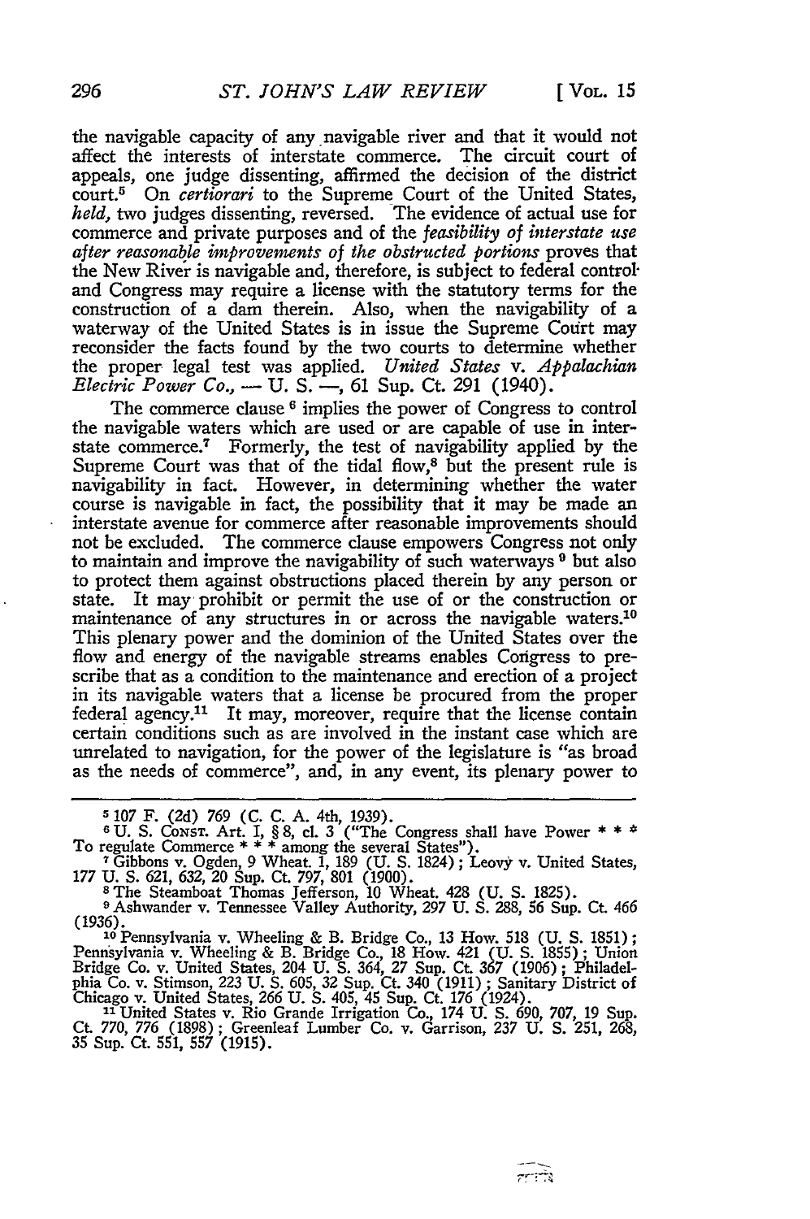the navigable capacity of any navigable river and that it would not affect the interests of interstate commerce. The circuit court of appeals, one judge dissenting, affirmed the decision of the district court.[5] On *certiorari* to the Supreme Court of the United States, *held,* two judges dissenting, reversed. The evidence of actual use for commerce and private purposes and of the *feasibility of interstate use after reasonable improvements of the obstructed portions* proves that the New River is navigable and, therefore, is subject to federal control and Congress may require a license with the statutory terms for the construction of a dam therein. Also, when the navigability of a waterway of the United States is in issue the Supreme Court may reconsider the facts found by the two courts to determine whether the proper legal test was applied. *United States* v. *Appalachian Electric Power Co.*, — U. S. —, 61 Sup. Ct. 291 (1940).

The commerce clause[6] implies the power of Congress to control the navigable waters which are used or are capable of use in interstate commerce.[7] Formerly, the test of navigability applied by the Supreme Court was that of the tidal flow,[8] but the present rule is navigability in fact. However, in determining whether the water course is navigable in fact, the possibility that it may be made an interstate avenue for commerce after reasonable improvements should not be excluded. The commerce clause empowers Congress not only to maintain and improve the navigability of such waterways[9] but also to protect them against obstructions placed therein by any person or state. It may prohibit or permit the use of or the construction or maintenance of any structures in or across the navigable waters.[10] This plenary power and the dominion of the United States over the flow and energy of the navigable streams enables Congress to prescribe that as a condition to the maintenance and erection of a project in its navigable waters that a license be procured from the proper federal agency.[11] It may, moreover, require that the license contain certain conditions such as are involved in the instant case which are unrelated to navigation, for the power of the legislature is "as broad as the needs of commerce", and, in any event, its plenary power to

---

[5] 107 F. (2d) 769 (C. C. A. 4th, 1939).

[6] U. S. CONST. Art. I, § 8, cl. 3 ("The Congress shall have Power * * * To regulate Commerce * * * among the several States").

[7] Gibbons v. Ogden, 9 Wheat. 1, 189 (U. S. 1824); Leovy v. United States, 177 U. S. 621, 632, 20 Sup. Ct. 797, 801 (1900).

[8] The Steamboat Thomas Jefferson, 10 Wheat. 428 (U. S. 1825).

[9] Ashwander v. Tennessee Valley Authority, 297 U. S. 288, 56 Sup. Ct. 466 (1936).

[10] Pennsylvania v. Wheeling & B. Bridge Co., 13 How. 518 (U. S. 1851); Pennsylvania v. Wheeling & B. Bridge Co., 18 How. 421 (U. S. 1855); Union Bridge Co. v. United States, 204 U. S. 364, 27 Sup. Ct. 367 (1906); Philadelphia Co. v. Stimson, 223 U. S. 605, 32 Sup. Ct. 340 (1911); Sanitary District of Chicago v. United States, 266 U. S. 405, 45 Sup. Ct. 176 (1924).

[11] United States v. Rio Grande Irrigation Co., 174 U. S. 690, 707, 19 Sup. Ct. 770, 776 (1898); Greenleaf Lumber Co. v. Garrison, 237 U. S. 251, 268, 35 Sup. Ct. 551, 557 (1915).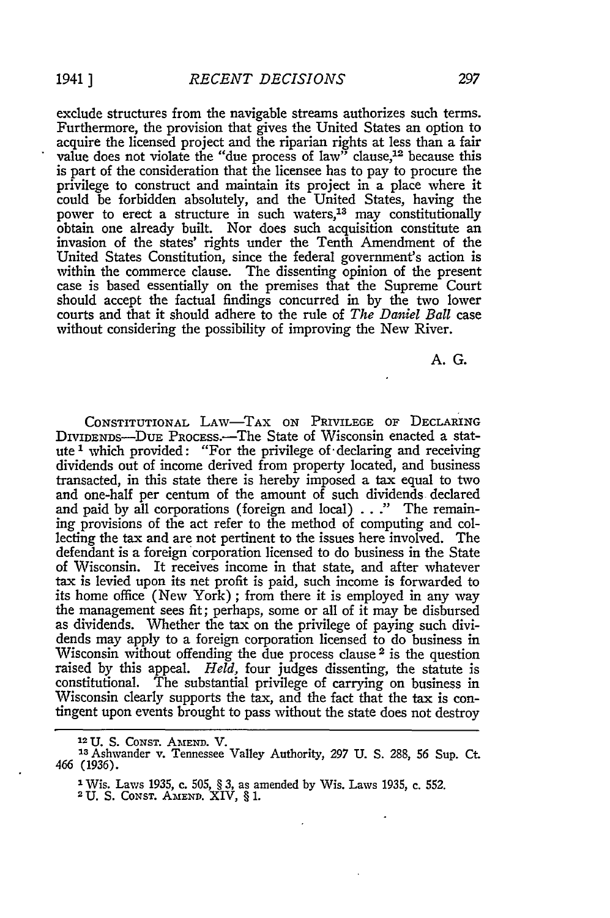exclude structures from the navigable streams authorizes such terms. Furthermore, the provision that gives the United States an option to acquire the licensed project and the riparian rights at less than a fair value does not violate the "due process of law" clause,[12] because this is part of the consideration that the licensee has to pay to procure the privilege to construct and maintain its project in a place where it could be forbidden absolutely, and the United States, having the power to erect a structure in such waters,[13] may constitutionally obtain one already built. Nor does such acquisition constitute an invasion of the states' rights under the Tenth Amendment of the United States Constitution, since the federal government's action is within the commerce clause. The dissenting opinion of the present case is based essentially on the premises that the Supreme Court should accept the factual findings concurred in by the two lower courts and that it should adhere to the rule of *The Daniel Ball* case without considering the possibility of improving the New River.

A. G.

CONSTITUTIONAL LAW—TAX ON PRIVILEGE OF DECLARING DIVIDENDS—DUE PROCESS.—The State of Wisconsin enacted a statute[1] which provided: "For the privilege of declaring and receiving dividends out of income derived from property located, and business transacted, in this state there is hereby imposed a tax equal to two and one-half per centum of the amount of such dividends declared and paid by all corporations (foreign and local) . . ." The remaining provisions of the act refer to the method of computing and collecting the tax and are not pertinent to the issues here involved. The defendant is a foreign corporation licensed to do business in the State of Wisconsin. It receives income in that state, and after whatever tax is levied upon its net profit is paid, such income is forwarded to its home office (New York); from there it is employed in any way the management sees fit; perhaps, some or all of it may be disbursed as dividends. Whether the tax on the privilege of paying such dividends may apply to a foreign corporation licensed to do business in Wisconsin without offending the due process clause[2] is the question raised by this appeal. *Held*, four judges dissenting, the statute is constitutional. The substantial privilege of carrying on business in Wisconsin clearly supports the tax, and the fact that the tax is contingent upon events brought to pass without the state does not destroy

---

[12] U. S. CONST. AMEND. V.

[13] Ashwander v. Tennessee Valley Authority, 297 U. S. 288, 56 Sup. Ct. 466 (1936).

[1] Wis. Laws 1935, c. 505, § 3, as amended by Wis. Laws 1935, c. 552.

[2] U. S. CONST. AMEND. XIV, § 1.